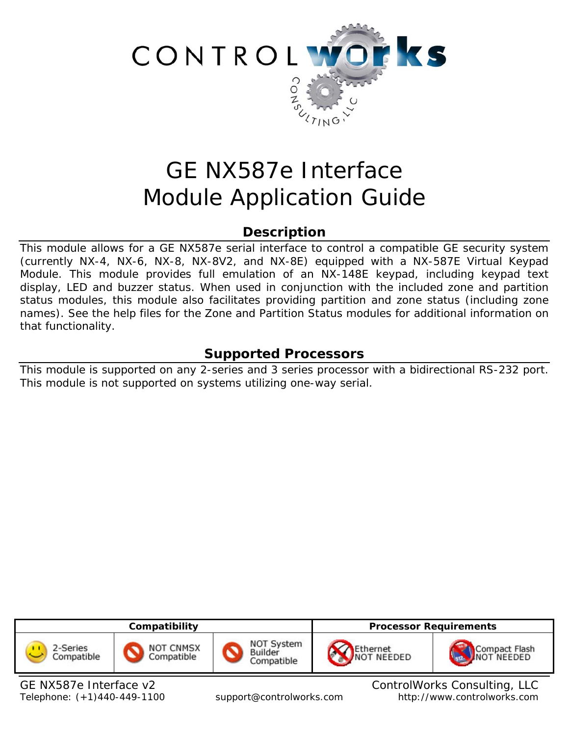# GE NX587e Interface Module Application Guide

## Description

This module allows for a GE NX587e serial interface to control a compatible GE security system (currently NX-4, NX-6, NX-8, NX-8V2, and NX-8E) equipped with a NX-587E Virtual Keypad Module. This module provides full emulation of an NX-148E keypad, including keypad text display, LED and buzzer status. When used in conjunction with the included zone and partition status modules, this module also facilitates providing partition and zone status (including zone names). See the help files for the Zone and Partition Status modules for additional information on that functionality.

## Supported Processors

This module is supported on any 2-series and 3 series processor with a bidirectional RS-232 port. This module is not supported on systems utilizing one-way serial.

| Compatibility | | | Processor Requirements | |
|---|---|---|---|---|
| 2-Series Compatible | NOT CNMSX Compatible | NOT System Builder Compatible | Ethernet NOT NEEDED | Compact Flash NOT NEEDED |

GE NX587e Interface v2 — ControlWorks Consulting, LLC

Telephone: (+1)440-449-1100 — support@controlworks.com — http://www.controlworks.com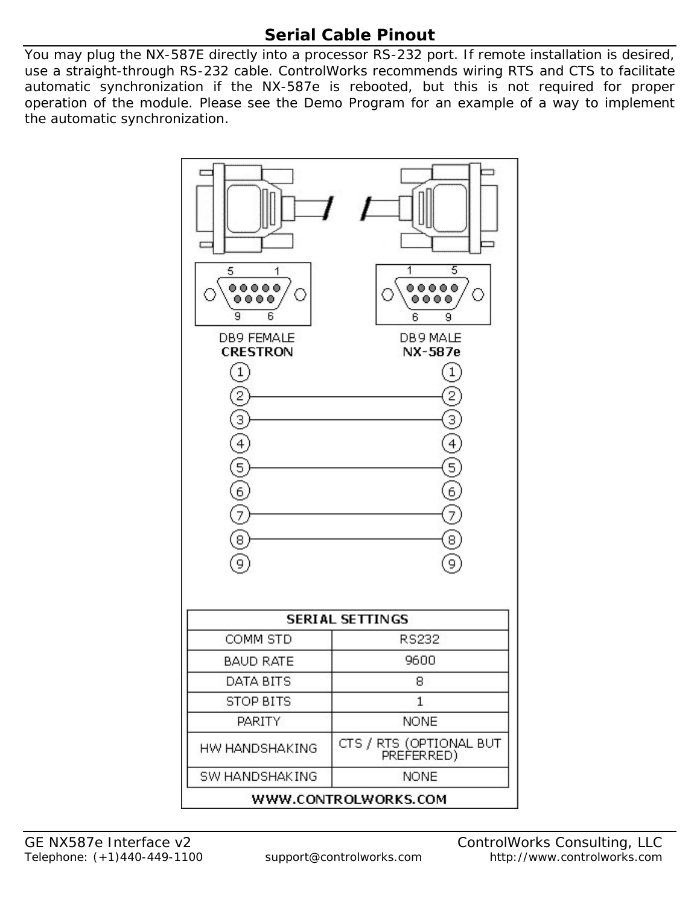# Serial Cable Pinout

You may plug the NX-587E directly into a processor RS-232 port. If remote installation is desired, use a straight-through RS-232 cable. ControlWorks recommends wiring RTS and CTS to facilitate automatic synchronization if the NX-587e is rebooted, but this is not required for proper operation of the module. Please see the Demo Program for an example of a way to implement the automatic synchronization.

DB9 FEMALE
**CRESTRON**

DB9 MALE
**NX-587e**

| CRESTRON | NX-587e |
|---|---|
| 2 | 2 |
| 3 | 3 |
| 5 | 5 |
| 7 | 7 |
| 8 | 8 |

| SERIAL SETTINGS | |
|---|---|
| COMM STD | RS232 |
| BAUD RATE | 9600 |
| DATA BITS | 8 |
| STOP BITS | 1 |
| PARITY | NONE |
| HW HANDSHAKING | CTS / RTS (OPTIONAL BUT PREFERRED) |
| SW HANDSHAKING | NONE |

**WWW.CONTROLWORKS.COM**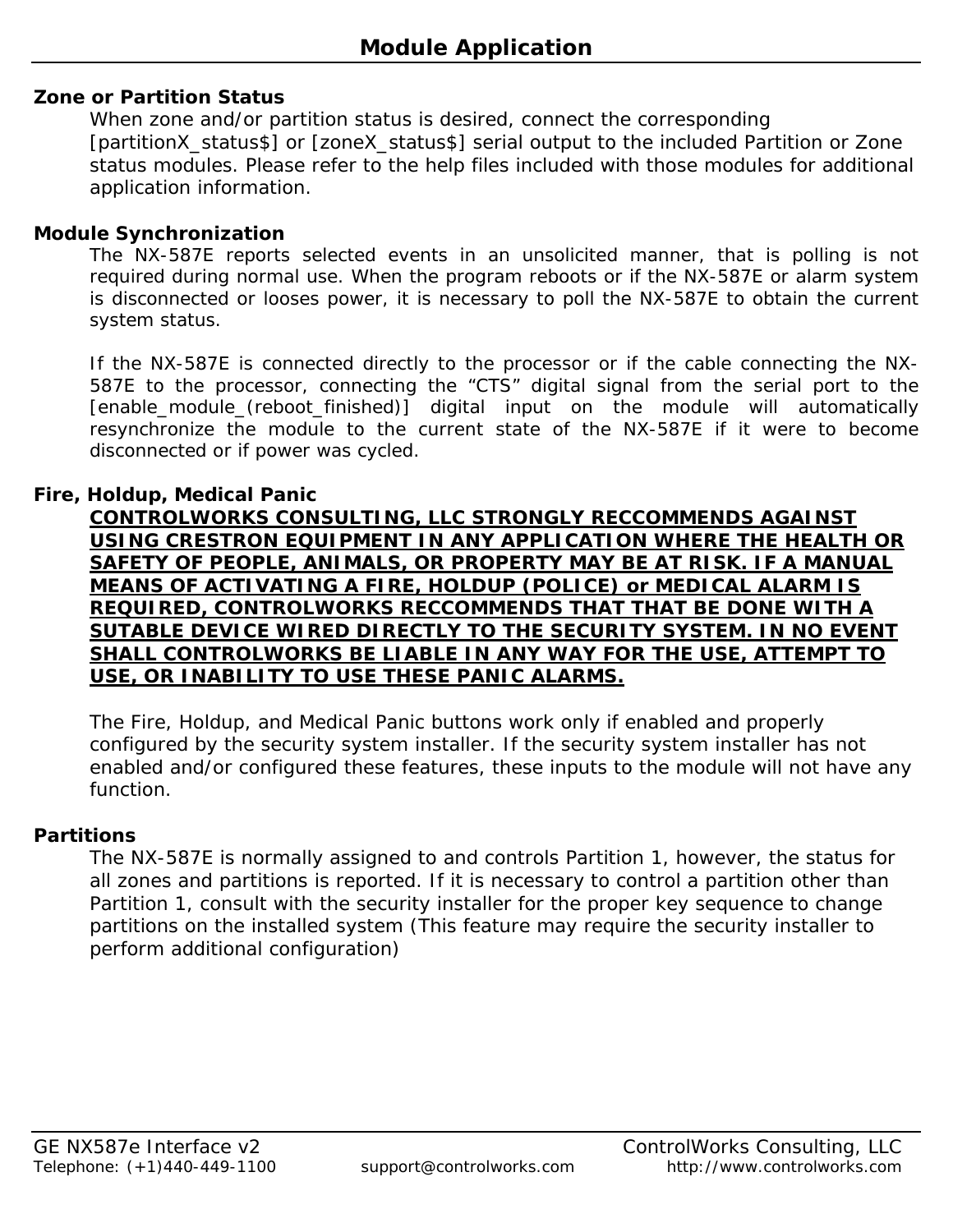# Module Application

**Zone or Partition Status**

When zone and/or partition status is desired, connect the corresponding [partitionX_status$] or [zoneX_status$] serial output to the included Partition or Zone status modules. Please refer to the help files included with those modules for additional application information.

**Module Synchronization**

The NX-587E reports selected events in an unsolicited manner, that is polling is not required during normal use. When the program reboots or if the NX-587E or alarm system is disconnected or looses power, it is necessary to poll the NX-587E to obtain the current system status.

If the NX-587E is connected directly to the processor or if the cable connecting the NX-587E to the processor, connecting the "CTS" digital signal from the serial port to the [enable_module_(reboot_finished)] digital input on the module will automatically resynchronize the module to the current state of the NX-587E if it were to become disconnected or if power was cycled.

**Fire, Holdup, Medical Panic**

**CONTROLWORKS CONSULTING, LLC STRONGLY RECCOMMENDS AGAINST USING CRESTRON EQUIPMENT IN ANY APPLICATION WHERE THE HEALTH OR SAFETY OF PEOPLE, ANIMALS, OR PROPERTY MAY BE AT RISK. IF A MANUAL MEANS OF ACTIVATING A FIRE, HOLDUP (POLICE) or MEDICAL ALARM IS REQUIRED, CONTROLWORKS RECCOMMENDS THAT THAT BE DONE WITH A SUTABLE DEVICE WIRED DIRECTLY TO THE SECURITY SYSTEM. IN NO EVENT SHALL CONTROLWORKS BE LIABLE IN ANY WAY FOR THE USE, ATTEMPT TO USE, OR INABILITY TO USE THESE PANIC ALARMS.**

The Fire, Holdup, and Medical Panic buttons work only if enabled and properly configured by the security system installer. If the security system installer has not enabled and/or configured these features, these inputs to the module will not have any function.

**Partitions**

The NX-587E is normally assigned to and controls Partition 1, however, the status for all zones and partitions is reported. If it is necessary to control a partition other than Partition 1, consult with the security installer for the proper key sequence to change partitions on the installed system (This feature may require the security installer to perform additional configuration)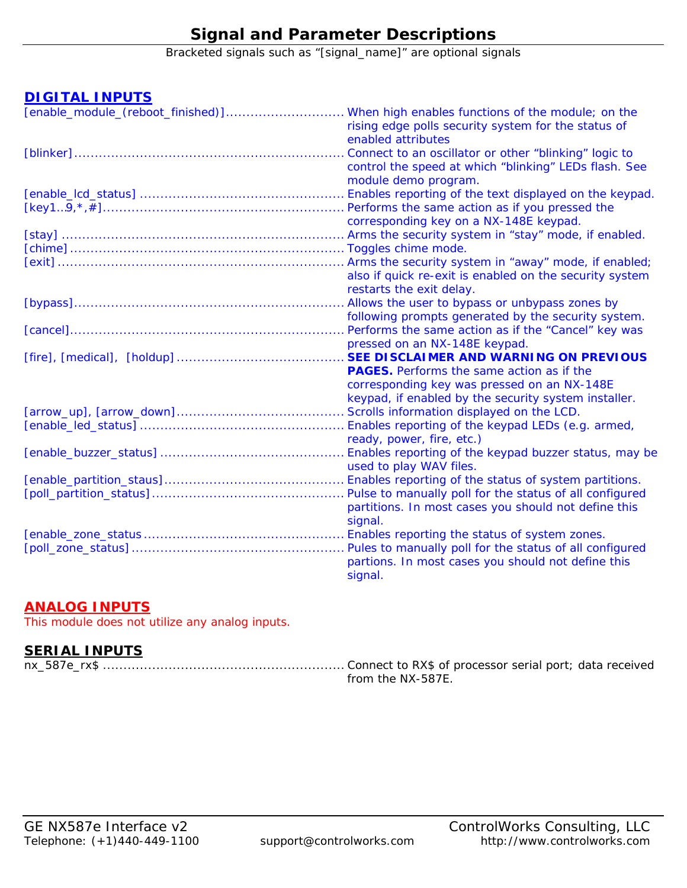# Signal and Parameter Descriptions

Bracketed signals such as "[signal_name]" are optional signals

## DIGITAL INPUTS

| Signal | Description |
|---|---|
| [enable_module_(reboot_finished)] | When high enables functions of the module; on the rising edge polls security system for the status of enabled attributes |
| [blinker] | Connect to an oscillator or other "blinking" logic to control the speed at which "blinking" LEDs flash. See module demo program. |
| [enable_lcd_status] | Enables reporting of the text displayed on the keypad. |
| [key1…9,*,#] | Performs the same action as if you pressed the corresponding key on a NX-148E keypad. |
| [stay] | Arms the security system in "stay" mode, if enabled. |
| [chime] | Toggles chime mode. |
| [exit] | Arms the security system in "away" mode, if enabled; also if quick re-exit is enabled on the security system restarts the exit delay. |
| [bypass] | Allows the user to bypass or unbypass zones by following prompts generated by the security system. |
| [cancel] | Performs the same action as if the "Cancel" key was pressed on an NX-148E keypad. |
| [fire], [medical], [holdup] | **SEE DISCLAIMER AND WARNING ON PREVIOUS PAGES.** Performs the same action as if the corresponding key was pressed on an NX-148E keypad, if enabled by the security system installer. |
| [arrow_up], [arrow_down] | Scrolls information displayed on the LCD. |
| [enable_led_status] | Enables reporting of the keypad LEDs (e.g. armed, ready, power, fire, etc.) |
| [enable_buzzer_status] | Enables reporting of the keypad buzzer status, may be used to play WAV files. |
| [enable_partition_staus] | Enables reporting of the status of system partitions. |
| [poll_partition_status] | Pulse to manually poll for the status of all configured partitions. In most cases you should not define this signal. |
| [enable_zone_status | Enables reporting the status of system zones. |
| [poll_zone_status] | Pules to manually poll for the status of all configured partions. In most cases you should not define this signal. |

## ANALOG INPUTS

This module does not utilize any analog inputs.

## SERIAL INPUTS

| Signal | Description |
|---|---|
| nx_587e_rx$ | Connect to RX$ of processor serial port; data received from the NX-587E. |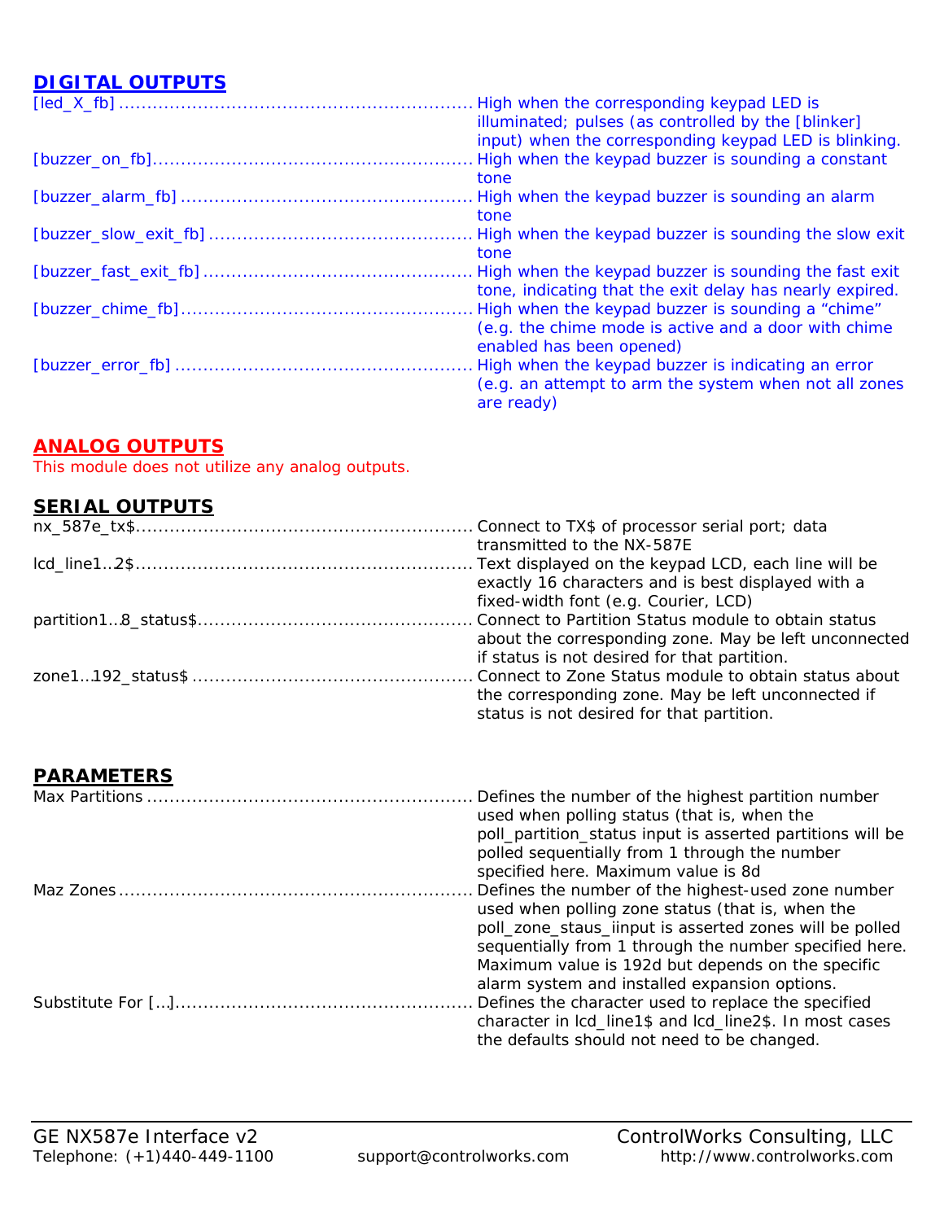## DIGITAL OUTPUTS

| Output | Description |
|---|---|
| [led_X_fb] | High when the corresponding keypad LED is illuminated; pulses (as controlled by the [blinker] input) when the corresponding keypad LED is blinking. |
| [buzzer_on_fb] | High when the keypad buzzer is sounding a constant tone |
| [buzzer_alarm_fb] | High when the keypad buzzer is sounding an alarm tone |
| [buzzer_slow_exit_fb] | High when the keypad buzzer is sounding the slow exit tone |
| [buzzer_fast_exit_fb] | High when the keypad buzzer is sounding the fast exit tone, indicating that the exit delay has nearly expired. |
| [buzzer_chime_fb] | High when the keypad buzzer is sounding a "chime" (e.g. the chime mode is active and a door with chime enabled has been opened) |
| [buzzer_error_fb] | High when the keypad buzzer is indicating an error (e.g. an attempt to arm the system when not all zones are ready) |

## ANALOG OUTPUTS

This module does not utilize any analog outputs.

## SERIAL OUTPUTS

| Output | Description |
|---|---|
| nx_587e_tx$ | Connect to TX$ of processor serial port; data transmitted to the NX-587E |
| lcd_line1..2$ | Text displayed on the keypad LCD, each line will be exactly 16 characters and is best displayed with a fixed-width font (e.g. Courier, LCD) |
| partition1..8_status$ | Connect to Partition Status module to obtain status about the corresponding zone. May be left unconnected if status is not desired for that partition. |
| zone1..192_status$ | Connect to Zone Status module to obtain status about the corresponding zone. May be left unconnected if status is not desired for that partition. |

## PARAMETERS

| Parameter | Description |
|---|---|
| Max Partitions | Defines the number of the highest partition number used when polling status (that is, when the poll_partition_status input is asserted partitions will be polled sequentially from 1 through the number specified here. Maximum value is 8d |
| Maz Zones | Defines the number of the highest-used zone number used when polling zone status (that is, when the poll_zone_staus_iinput is asserted zones will be polled sequentially from 1 through the number specified here. Maximum value is 192d but depends on the specific alarm system and installed expansion options. |
| Substitute For […] | Defines the character used to replace the specified character in lcd_line1$ and lcd_line2$. In most cases the defaults should not need to be changed. |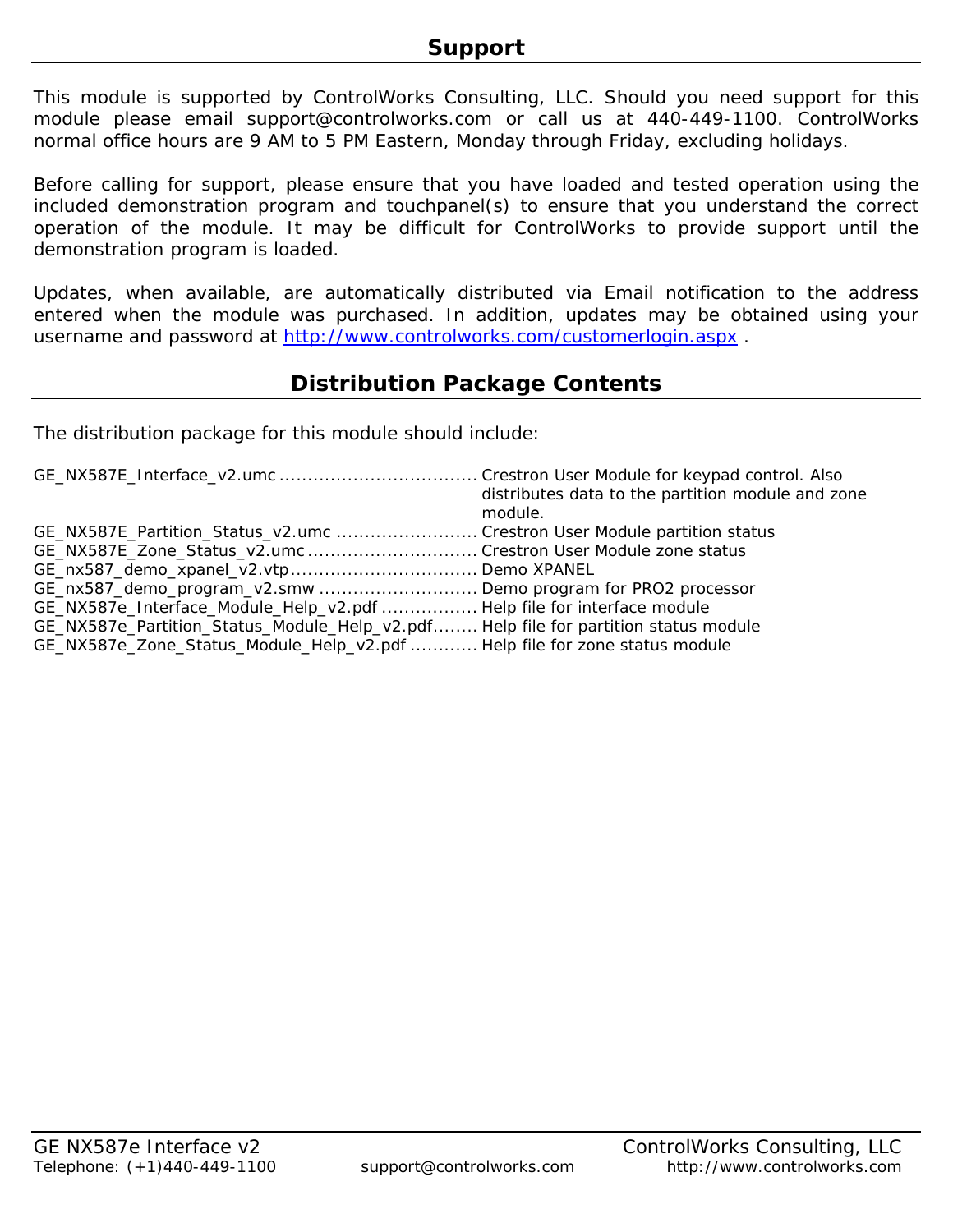## Support

This module is supported by ControlWorks Consulting, LLC. Should you need support for this module please email support@controlworks.com or call us at 440-449-1100. ControlWorks normal office hours are 9 AM to 5 PM Eastern, Monday through Friday, excluding holidays.

Before calling for support, please ensure that you have loaded and tested operation using the included demonstration program and touchpanel(s) to ensure that you understand the correct operation of the module. It may be difficult for ControlWorks to provide support until the demonstration program is loaded.

Updates, when available, are automatically distributed via Email notification to the address entered when the module was purchased. In addition, updates may be obtained using your username and password at [http://www.controlworks.com/customerlogin.aspx](http://www.controlworks.com/customerlogin.aspx) .

## Distribution Package Contents

The distribution package for this module should include:

| File | Description |
|---|---|
| GE_NX587E_Interface_v2.umc | Crestron User Module for keypad control. Also distributes data to the partition module and zone module. |
| GE_NX587E_Partition_Status_v2.umc | Crestron User Module partition status |
| GE_NX587E_Zone_Status_v2.umc | Crestron User Module zone status |
| GE_nx587_demo_xpanel_v2.vtp | Demo XPANEL |
| GE_nx587_demo_program_v2.smw | Demo program for PRO2 processor |
| GE_NX587e_Interface_Module_Help_v2.pdf | Help file for interface module |
| GE_NX587e_Partition_Status_Module_Help_v2.pdf | Help file for partition status module |
| GE_NX587e_Zone_Status_Module_Help_v2.pdf | Help file for zone status module |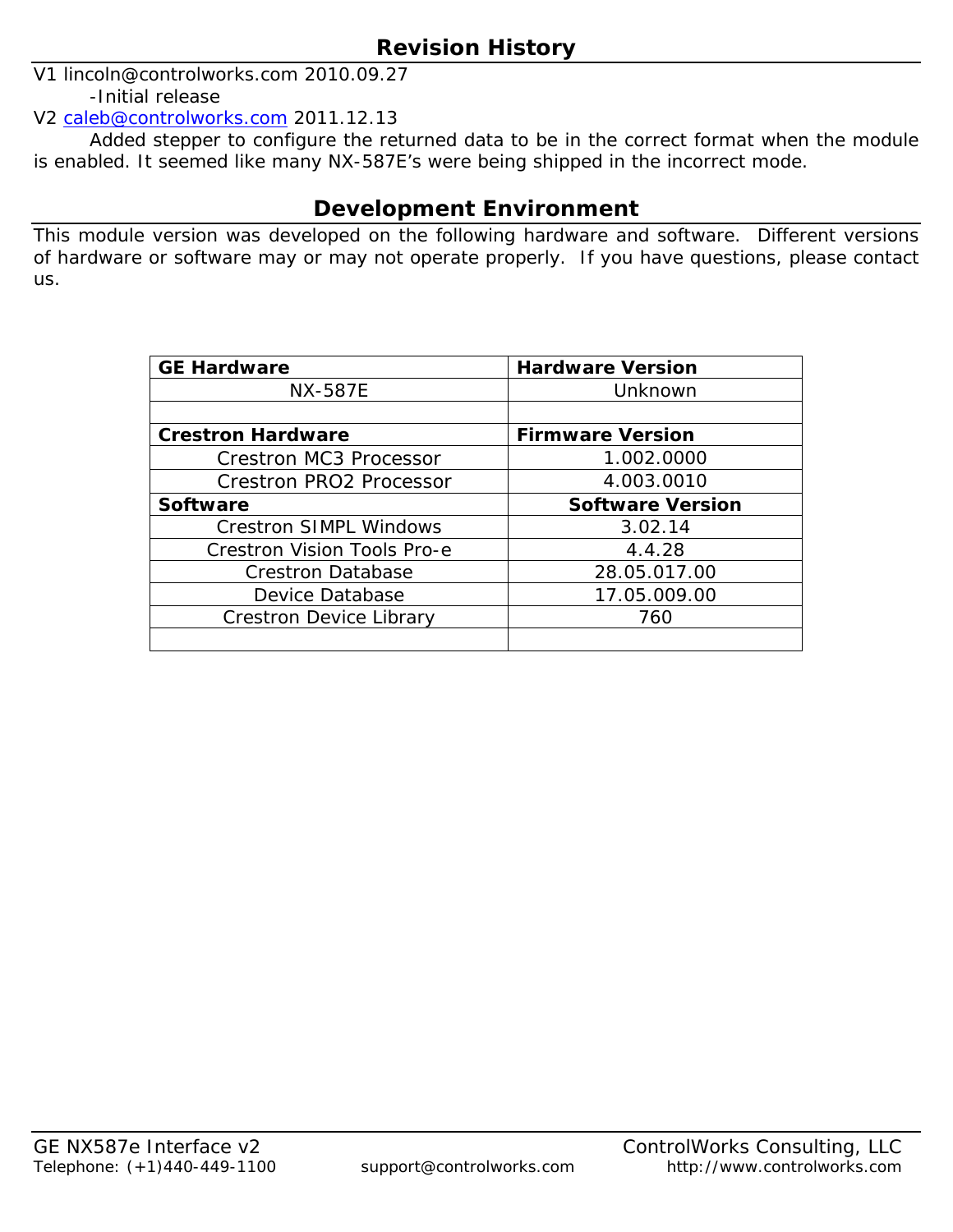## Revision History

V1 lincoln@controlworks.com 2010.09.27

-Initial release

V2 caleb@controlworks.com 2011.12.13

Added stepper to configure the returned data to be in the correct format when the module is enabled. It seemed like many NX-587E's were being shipped in the incorrect mode.

## Development Environment

This module version was developed on the following hardware and software. Different versions of hardware or software may or may not operate properly. If you have questions, please contact us.

| **GE Hardware** | **Hardware Version** |
|---|---|
| NX-587E | Unknown |
| | |
| **Crestron Hardware** | **Firmware Version** |
| Crestron MC3 Processor | 1.002.0000 |
| Crestron PRO2 Processor | 4.003.0010 |
| **Software** | **Software Version** |
| Crestron SIMPL Windows | 3.02.14 |
| Crestron Vision Tools Pro-e | 4.4.28 |
| Crestron Database | 28.05.017.00 |
| Device Database | 17.05.009.00 |
| Crestron Device Library | 760 |
| | |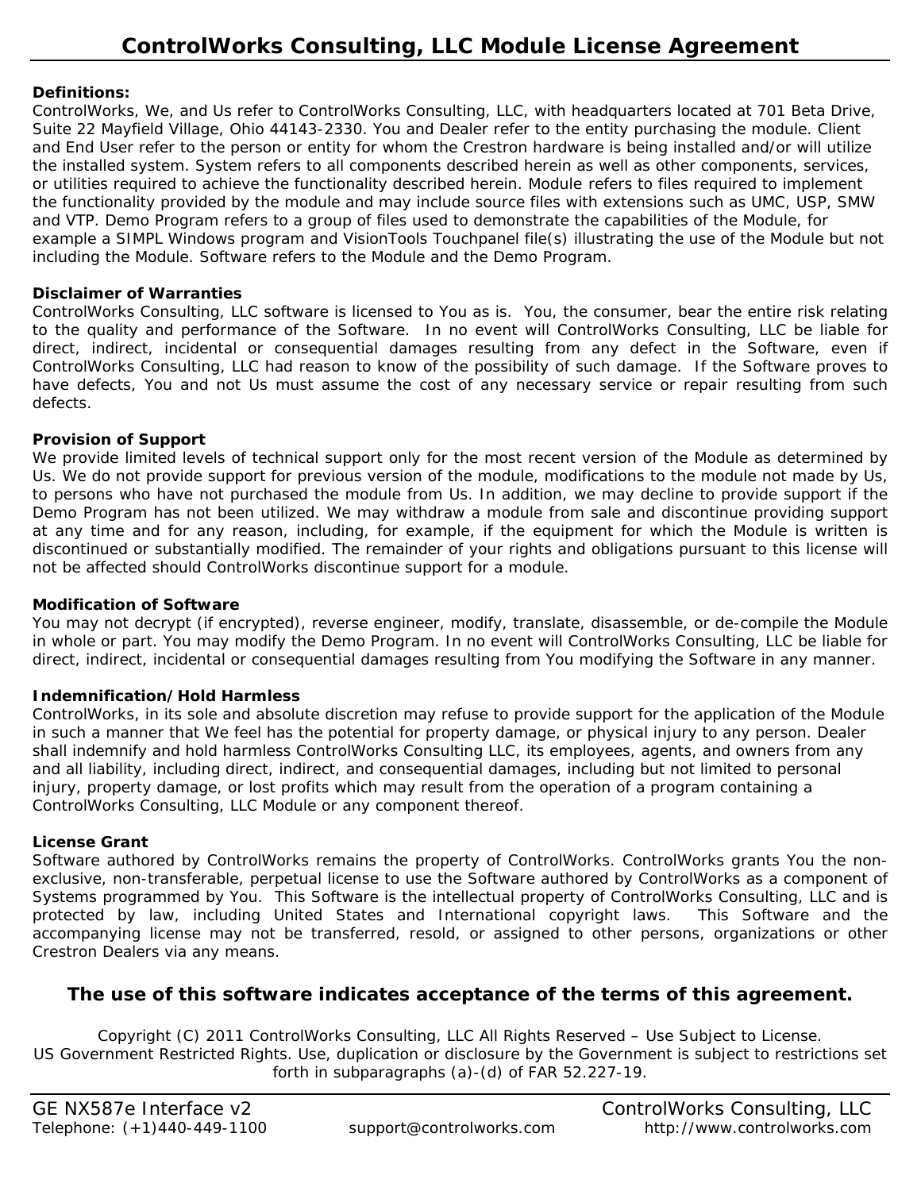# ControlWorks Consulting, LLC Module License Agreement

**Definitions:**
ControlWorks, We, and Us refer to ControlWorks Consulting, LLC, with headquarters located at 701 Beta Drive, Suite 22 Mayfield Village, Ohio 44143-2330. You and Dealer refer to the entity purchasing the module. Client and End User refer to the person or entity for whom the Crestron hardware is being installed and/or will utilize the installed system. System refers to all components described herein as well as other components, services, or utilities required to achieve the functionality described herein. Module refers to files required to implement the functionality provided by the module and may include source files with extensions such as UMC, USP, SMW and VTP. Demo Program refers to a group of files used to demonstrate the capabilities of the Module, for example a SIMPL Windows program and VisionTools Touchpanel file(s) illustrating the use of the Module but not including the Module. Software refers to the Module and the Demo Program.

**Disclaimer of Warranties**
ControlWorks Consulting, LLC software is licensed to You as is. You, the consumer, bear the entire risk relating to the quality and performance of the Software. In no event will ControlWorks Consulting, LLC be liable for direct, indirect, incidental or consequential damages resulting from any defect in the Software, even if ControlWorks Consulting, LLC had reason to know of the possibility of such damage. If the Software proves to have defects, You and not Us must assume the cost of any necessary service or repair resulting from such defects.

**Provision of Support**
We provide limited levels of technical support only for the most recent version of the Module as determined by Us. We do not provide support for previous version of the module, modifications to the module not made by Us, to persons who have not purchased the module from Us. In addition, we may decline to provide support if the Demo Program has not been utilized. We may withdraw a module from sale and discontinue providing support at any time and for any reason, including, for example, if the equipment for which the Module is written is discontinued or substantially modified. The remainder of your rights and obligations pursuant to this license will not be affected should ControlWorks discontinue support for a module.

**Modification of Software**
You may not decrypt (if encrypted), reverse engineer, modify, translate, disassemble, or de-compile the Module in whole or part. You may modify the Demo Program. In no event will ControlWorks Consulting, LLC be liable for direct, indirect, incidental or consequential damages resulting from You modifying the Software in any manner.

**Indemnification/Hold Harmless**
ControlWorks, in its sole and absolute discretion may refuse to provide support for the application of the Module in such a manner that We feel has the potential for property damage, or physical injury to any person. Dealer shall indemnify and hold harmless ControlWorks Consulting LLC, its employees, agents, and owners from any and all liability, including direct, indirect, and consequential damages, including but not limited to personal injury, property damage, or lost profits which may result from the operation of a program containing a ControlWorks Consulting, LLC Module or any component thereof.

**License Grant**
Software authored by ControlWorks remains the property of ControlWorks. ControlWorks grants You the non-exclusive, non-transferable, perpetual license to use the Software authored by ControlWorks as a component of Systems programmed by You. This Software is the intellectual property of ControlWorks Consulting, LLC and is protected by law, including United States and International copyright laws. This Software and the accompanying license may not be transferred, resold, or assigned to other persons, organizations or other Crestron Dealers via any means.

**The use of this software indicates acceptance of the terms of this agreement.**

Copyright (C) 2011 ControlWorks Consulting, LLC All Rights Reserved – Use Subject to License.
US Government Restricted Rights. Use, duplication or disclosure by the Government is subject to restrictions set forth in subparagraphs (a)-(d) of FAR 52.227-19.